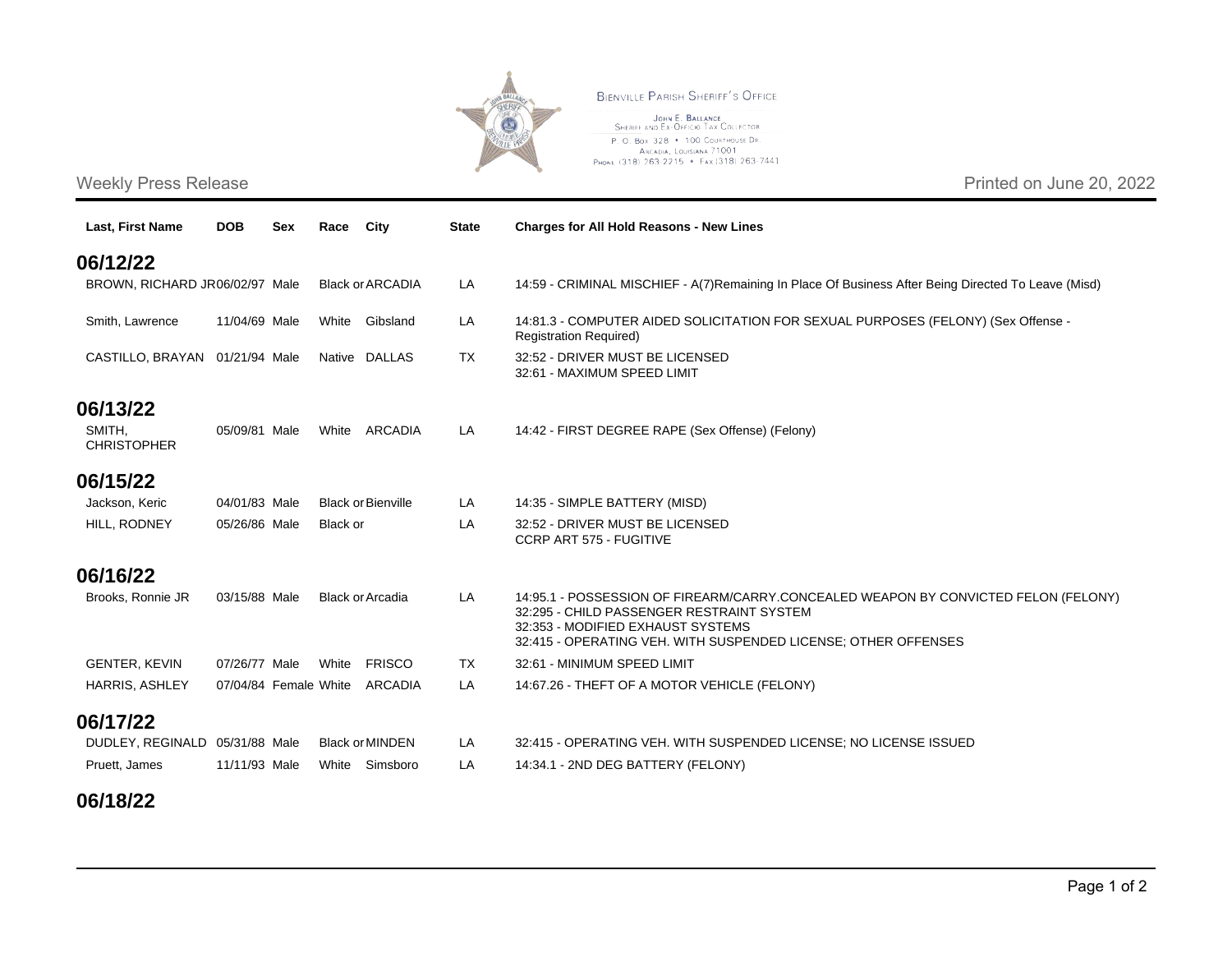**Bienville Parish Sheriff's Office**

John E. Ballance
Sheriff and Ex-Officio Tax Collector
P. O. Box 328 • 100 Courthouse Dr.
Arcadia, Louisiana 71001
Phone (318) 263-2215 • Fax (318) 263-7441

Weekly Press Release

Printed on June 20, 2022

| Last, First Name | DOB | Sex | Race | City | State | Charges for All Hold Reasons - New Lines |
|---|---|---|---|---|---|---|
| **06/12/22** | | | | | | |
| BROWN, RICHARD JR | 06/02/97 | Male | Black or | ARCADIA | LA | 14:59 - CRIMINAL MISCHIEF - A(7)Remaining In Place Of Business After Being Directed To Leave (Misd) |
| Smith, Lawrence | 11/04/69 | Male | White | Gibsland | LA | 14:81.3 - COMPUTER AIDED SOLICITATION FOR SEXUAL PURPOSES (FELONY) (Sex Offense - Registration Required) |
| CASTILLO, BRAYAN | 01/21/94 | Male | Native | DALLAS | TX | 32:52 - DRIVER MUST BE LICENSED<br>32:61 - MAXIMUM SPEED LIMIT |
| **06/13/22** | | | | | | |
| SMITH, CHRISTOPHER | 05/09/81 | Male | White | ARCADIA | LA | 14:42 - FIRST DEGREE RAPE (Sex Offense) (Felony) |
| **06/15/22** | | | | | | |
| Jackson, Keric | 04/01/83 | Male | Black or | Bienville | LA | 14:35 - SIMPLE BATTERY (MISD) |
| HILL, RODNEY | 05/26/86 | Male | Black or | | LA | 32:52 - DRIVER MUST BE LICENSED<br>CCRP ART 575 - FUGITIVE |
| **06/16/22** | | | | | | |
| Brooks, Ronnie JR | 03/15/88 | Male | Black or | Arcadia | LA | 14:95.1 - POSSESSION OF FIREARM/CARRY.CONCEALED WEAPON BY CONVICTED FELON (FELONY)<br>32:295 - CHILD PASSENGER RESTRAINT SYSTEM<br>32:353 - MODIFIED EXHAUST SYSTEMS<br>32:415 - OPERATING VEH. WITH SUSPENDED LICENSE; OTHER OFFENSES |
| GENTER, KEVIN | 07/26/77 | Male | White | FRISCO | TX | 32:61 - MINIMUM SPEED LIMIT |
| HARRIS, ASHLEY | 07/04/84 | Female | White | ARCADIA | LA | 14:67.26 - THEFT OF A MOTOR VEHICLE (FELONY) |
| **06/17/22** | | | | | | |
| DUDLEY, REGINALD | 05/31/88 | Male | Black or | MINDEN | LA | 32:415 - OPERATING VEH. WITH SUSPENDED LICENSE; NO LICENSE ISSUED |
| Pruett, James | 11/11/93 | Male | White | Simsboro | LA | 14:34.1 - 2ND DEG BATTERY (FELONY) |
| **06/18/22** | | | | | | |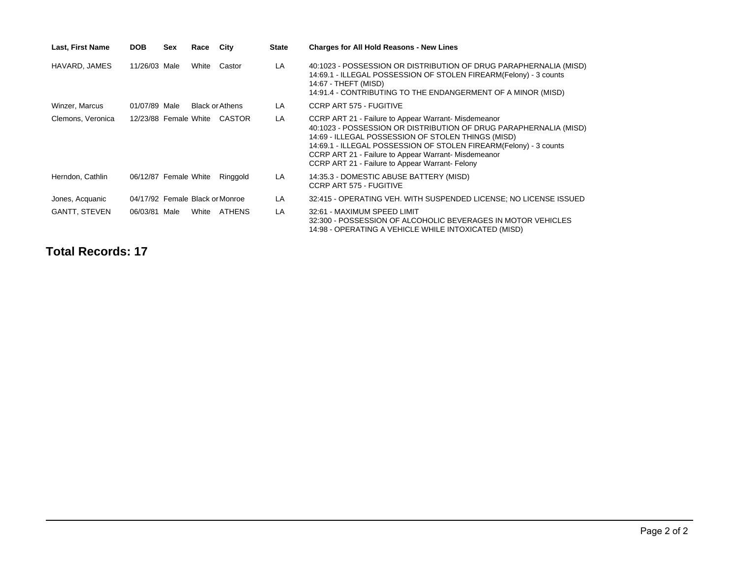| Last, First Name | DOB | Sex | Race | City | State | Charges for All Hold Reasons - New Lines |
|---|---|---|---|---|---|---|
| HAVARD, JAMES | 11/26/03 | Male | White | Castor | LA | 40:1023 - POSSESSION OR DISTRIBUTION OF DRUG PARAPHERNALIA (MISD)<br>14:69.1 - ILLEGAL POSSESSION OF STOLEN FIREARM(Felony) - 3 counts<br>14:67 - THEFT (MISD)<br>14:91.4 - CONTRIBUTING TO THE ENDANGERMENT OF A MINOR (MISD) |
| Winzer, Marcus | 01/07/89 | Male | Black or | Athens | LA | CCRP ART 575 - FUGITIVE |
| Clemons, Veronica | 12/23/88 | Female | White | CASTOR | LA | CCRP ART 21 - Failure to Appear Warrant- Misdemeanor<br>40:1023 - POSSESSION OR DISTRIBUTION OF DRUG PARAPHERNALIA (MISD)<br>14:69 - ILLEGAL POSSESSION OF STOLEN THINGS (MISD)<br>14:69.1 - ILLEGAL POSSESSION OF STOLEN FIREARM(Felony) - 3 counts<br>CCRP ART 21 - Failure to Appear Warrant- Misdemeanor<br>CCRP ART 21 - Failure to Appear Warrant- Felony |
| Herndon, Cathlin | 06/12/87 | Female | White | Ringgold | LA | 14:35.3 - DOMESTIC ABUSE BATTERY (MISD)<br>CCRP ART 575 - FUGITIVE |
| Jones, Acquanic | 04/17/92 | Female | Black or | Monroe | LA | 32:415 - OPERATING VEH. WITH SUSPENDED LICENSE; NO LICENSE ISSUED |
| GANTT, STEVEN | 06/03/81 | Male | White | ATHENS | LA | 32:61 - MAXIMUM SPEED LIMIT<br>32:300 - POSSESSION OF ALCOHOLIC BEVERAGES IN MOTOR VEHICLES<br>14:98 - OPERATING A VEHICLE WHILE INTOXICATED (MISD) |

## Total Records: 17